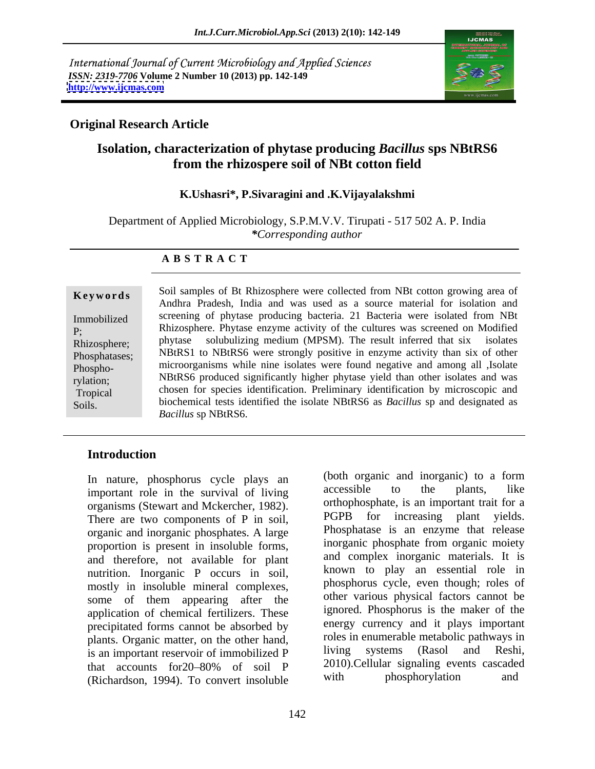International Journal of Current Microbiology and Applied Sciences
*ISSN: 2319-7706* **Volume 2 Number 10 (2013) pp. 142-149**
**http://www.ijcmas.com**

**Original Research Article**

# Isolation, characterization of phytase producing *Bacillus* sps NBtRS6 from the rhizospere soil of NBt cotton field

**K.Ushasri\*, P.Sivaragini and .K.Vijayalakshmi**

Department of Applied Microbiology, S.P.M.V.V. Tirupati - 517 502 A. P. India
*\*Corresponding author*

## A B S T R A C T

**Keywords**

Immobilized P; Rhizosphere; Phosphatases; Phosphorylation; Tropical Soils.

Soil samples of Bt Rhizosphere were collected from NBt cotton growing area of Andhra Pradesh, India and was used as a source material for isolation and screening of phytase producing bacteria. 21 Bacteria were isolated from NBt Rhizosphere. Phytase enzyme activity of the cultures was screened on Modified phytase solubulizing medium (MPSM). The result inferred that six isolates NBtRS1 to NBtRS6 were strongly positive in enzyme activity than six of other microorganisms while nine isolates were found negative and among all ,Isolate NBtRS6 produced significantly higher phytase yield than other isolates and was chosen for species identification. Preliminary identification by microscopic and biochemical tests identified the isolate NBtRS6 as *Bacillus* sp and designated as *Bacillus* sp NBtRS6.

## Introduction

In nature, phosphorus cycle plays an important role in the survival of living organisms (Stewart and Mckercher, 1982). There are two components of P in soil, organic and inorganic phosphates. A large proportion is present in insoluble forms, and therefore, not available for plant nutrition. Inorganic P occurs in soil, mostly in insoluble mineral complexes, some of them appearing after the application of chemical fertilizers. These precipitated forms cannot be absorbed by plants. Organic matter, on the other hand, is an important reservoir of immobilized P that accounts for20–80% of soil P (Richardson, 1994). To convert insoluble (both organic and inorganic) to a form accessible to the plants, like orthophosphate, is an important trait for a PGPB for increasing plant yields. Phosphatase is an enzyme that release inorganic phosphate from organic moiety and complex inorganic materials. It is known to play an essential role in phosphorus cycle, even though; roles of other various physical factors cannot be ignored. Phosphorus is the maker of the energy currency and it plays important roles in enumerable metabolic pathways in living systems (Rasol and Reshi, 2010).Cellular signaling events cascaded with phosphorylation and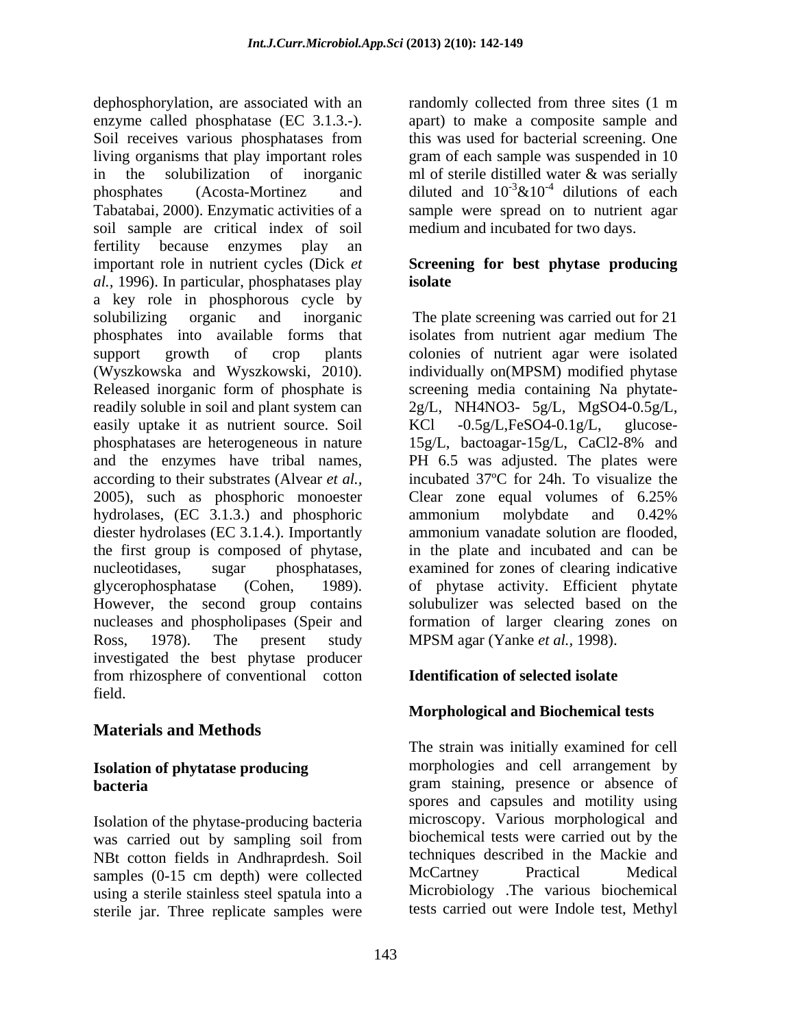dephosphorylation, are associated with an enzyme called phosphatase (EC 3.1.3.-). Soil receives various phosphatases from living organisms that play important roles in the solubilization of inorganic phosphates (Acosta-Mortinez and Tabatabai, 2000). Enzymatic activities of a soil sample are critical index of soil fertility because enzymes play an important role in nutrient cycles (Dick *et al.,* 1996). In particular, phosphatases play a key role in phosphorous cycle by solubilizing organic and inorganic phosphates into available forms that support growth of crop plants (Wyszkowska and Wyszkowski, 2010). Released inorganic form of phosphate is readily soluble in soil and plant system can easily uptake it as nutrient source. Soil phosphatases are heterogeneous in nature and the enzymes have tribal names, according to their substrates (Alvear *et al.,* 2005), such as phosphoric monoester hydrolases, (EC 3.1.3.) and phosphoric diester hydrolases (EC 3.1.4.). Importantly the first group is composed of phytase, nucleotidases, sugar phosphatases, glycerophosphatase (Cohen, 1989). However, the second group contains nucleases and phospholipases (Speir and Ross, 1978). The present study investigated the best phytase producer from rhizosphere of conventional cotton field.

## Materials and Methods

### Isolation of phytatase producing bacteria

Isolation of the phytase-producing bacteria was carried out by sampling soil from NBt cotton fields in Andhraprdesh. Soil samples (0-15 cm depth) were collected using a sterile stainless steel spatula into a sterile jar. Three replicate samples were randomly collected from three sites (1 m apart) to make a composite sample and this was used for bacterial screening. One gram of each sample was suspended in 10 ml of sterile distilled water & was serially diluted and $10^{-3}$&$10^{-4}$ dilutions of each sample were spread on to nutrient agar medium and incubated for two days.

### Screening for best phytase producing isolate

The plate screening was carried out for 21 isolates from nutrient agar medium The colonies of nutrient agar were isolated individually on(MPSM) modified phytase screening media containing Na phytate-2g/L, $NH_4NO_3$- 5g/L, $MgSO_4$-0.5g/L, KCl -0.5g/L,$FeSO_4$-0.1g/L, glucose-15g/L, bactoagar-15g/L, $CaCl_2$-8% and PH 6.5 was adjusted. The plates were incubated 37ºC for 24h. To visualize the Clear zone equal volumes of 6.25% ammonium molybdate and 0.42% ammonium vanadate solution are flooded, in the plate and incubated and can be examined for zones of clearing indicative of phytase activity. Efficient phytate solubulizer was selected based on the formation of larger clearing zones on MPSM agar (Yanke *et al.,* 1998).

### Identification of selected isolate

### Morphological and Biochemical tests

The strain was initially examined for cell morphologies and cell arrangement by gram staining, presence or absence of spores and capsules and motility using microscopy. Various morphological and biochemical tests were carried out by the techniques described in the Mackie and McCartney Practical Medical Microbiology .The various biochemical tests carried out were Indole test, Methyl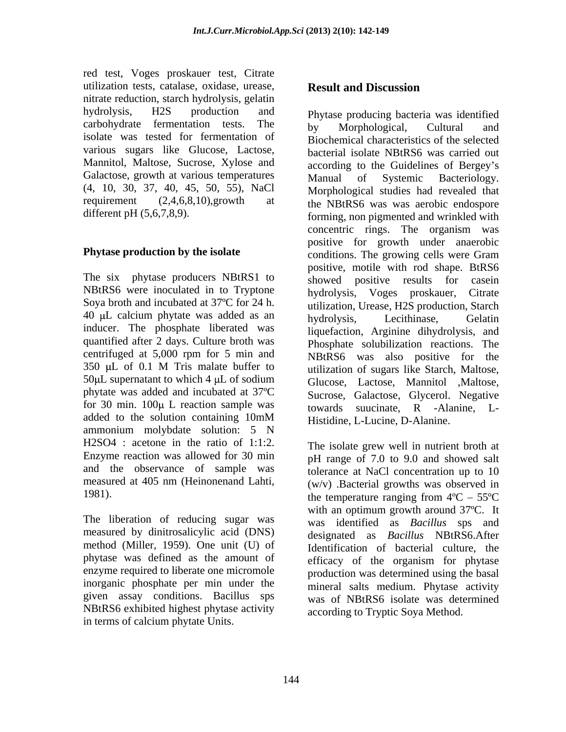red test, Voges proskauer test, Citrate utilization tests, catalase, oxidase, urease, nitrate reduction, starch hydrolysis, gelatin hydrolysis, H2S production and carbohydrate fermentation tests. The isolate was tested for fermentation of various sugars like Glucose, Lactose, Mannitol, Maltose, Sucrose, Xylose and Galactose, growth at various temperatures (4, 10, 30, 37, 40, 45, 50, 55), NaCl requirement (2,4,6,8,10),growth at different pH (5,6,7,8,9).

### Phytase production by the isolate

The six phytase producers NBtRS1 to NBtRS6 were inoculated in to Tryptone Soya broth and incubated at 37ºC for 24 h. 40 μL calcium phytate was added as an inducer. The phosphate liberated was quantified after 2 days. Culture broth was centrifuged at 5,000 rpm for 5 min and 350 μL of 0.1 M Tris malate buffer to 50μL supernatant to which 4 μL of sodium phytate was added and incubated at 37ºC for 30 min. 100μ L reaction sample was added to the solution containing 10mM ammonium molybdate solution: 5 N H2SO4 : acetone in the ratio of 1:1:2. Enzyme reaction was allowed for 30 min and the observance of sample was measured at 405 nm (Heinonenand Lahti, 1981).

The liberation of reducing sugar was measured by dinitrosalicylic acid (DNS) method (Miller, 1959). One unit (U) of phytase was defined as the amount of enzyme required to liberate one micromole inorganic phosphate per min under the given assay conditions. Bacillus sps NBtRS6 exhibited highest phytase activity in terms of calcium phytate Units.

## Result and Discussion

Phytase producing bacteria was identified by Morphological, Cultural and Biochemical characteristics of the selected bacterial isolate NBtRS6 was carried out according to the Guidelines of Bergey's Manual of Systemic Bacteriology. Morphological studies had revealed that the NBtRS6 was was aerobic endospore forming, non pigmented and wrinkled with concentric rings. The organism was positive for growth under anaerobic conditions. The growing cells were Gram positive, motile with rod shape. BtRS6 showed positive results for casein hydrolysis, Voges proskauer, Citrate utilization, Urease, H2S production, Starch hydrolysis, Lecithinase, Gelatin liquefaction, Arginine dihydrolysis, and Phosphate solubilization reactions. The NBtRS6 was also positive for the utilization of sugars like Starch, Maltose, Glucose, Lactose, Mannitol ,Maltose, Sucrose, Galactose, Glycerol. Negative towards suucinate, R -Alanine, L-Histidine, L-Lucine, D-Alanine.

The isolate grew well in nutrient broth at pH range of 7.0 to 9.0 and showed salt tolerance at NaCl concentration up to 10 (w/v) .Bacterial growths was observed in the temperature ranging from 4ºC – 55ºC with an optimum growth around 37ºC. It was identified as *Bacillus* sps and designated as *Bacillus* NBtRS6.After Identification of bacterial culture, the efficacy of the organism for phytase production was determined using the basal mineral salts medium. Phytase activity was of NBtRS6 isolate was determined according to Tryptic Soya Method.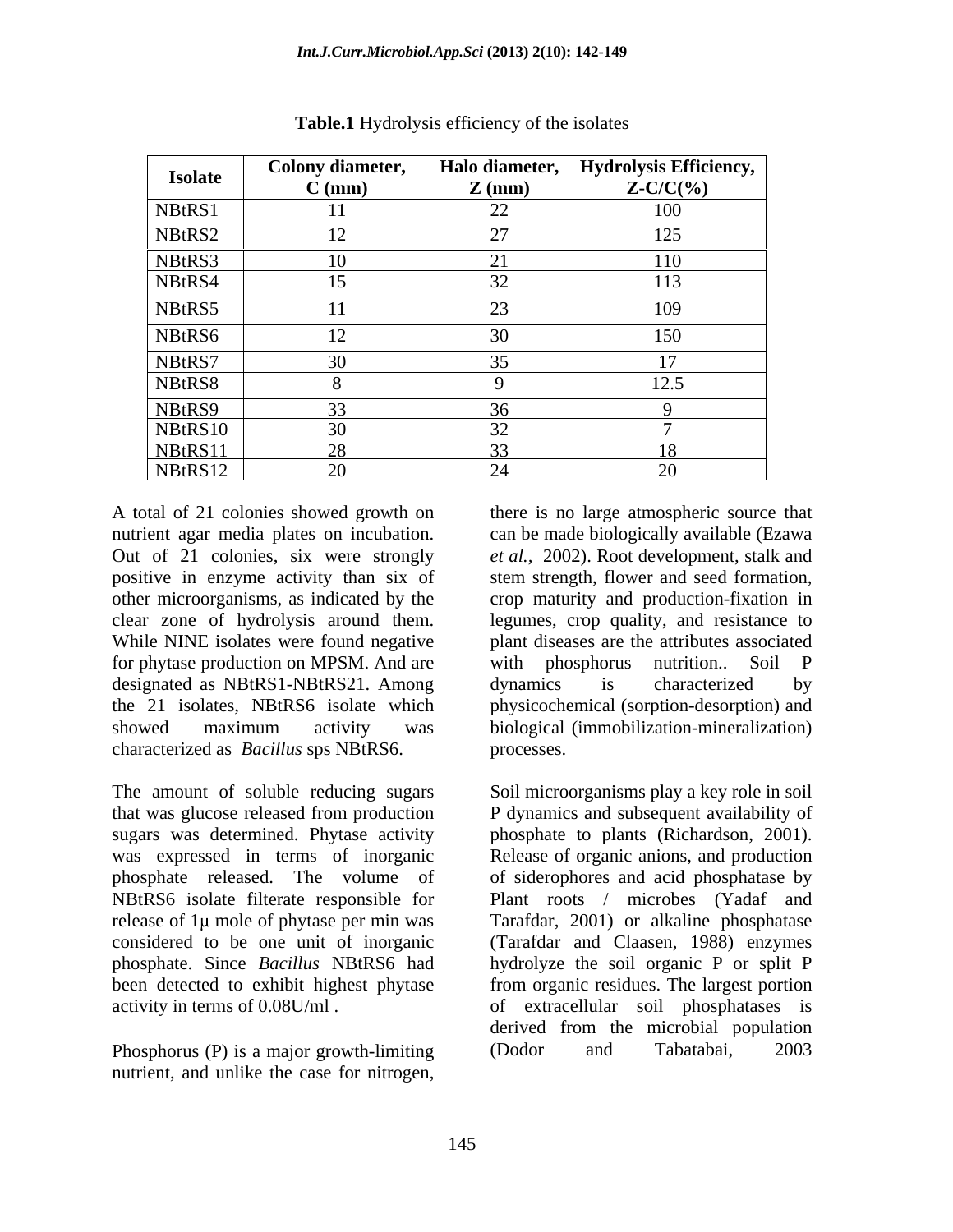**Table.1** Hydrolysis efficiency of the isolates

| Isolate | Colony diameter, C (mm) | Halo diameter, Z (mm) | Hydrolysis Efficiency, Z-C/C(%) |
|---|---|---|---|
| NBtRS1 | 11 | 22 | 100 |
| NBtRS2 | 12 | 27 | 125 |
| NBtRS3 | 10 | 21 | 110 |
| NBtRS4 | 15 | 32 | 113 |
| NBtRS5 | 11 | 23 | 109 |
| NBtRS6 | 12 | 30 | 150 |
| NBtRS7 | 30 | 35 | 17 |
| NBtRS8 | 8 | 9 | 12.5 |
| NBtRS9 | 33 | 36 | 9 |
| NBtRS10 | 30 | 32 | 7 |
| NBtRS11 | 28 | 33 | 18 |
| NBtRS12 | 20 | 24 | 20 |

A total of 21 colonies showed growth on nutrient agar media plates on incubation. Out of 21 colonies, six were strongly positive in enzyme activity than six of other microorganisms, as indicated by the clear zone of hydrolysis around them. While NINE isolates were found negative for phytase production on MPSM. And are designated as NBtRS1-NBtRS21. Among the 21 isolates, NBtRS6 isolate which showed maximum activity was characterized as *Bacillus* sps NBtRS6.

The amount of soluble reducing sugars that was glucose released from production sugars was determined. Phytase activity was expressed in terms of inorganic phosphate released. The volume of NBtRS6 isolate filterate responsible for release of 1μ mole of phytase per min was considered to be one unit of inorganic phosphate. Since *Bacillus* NBtRS6 had been detected to exhibit highest phytase activity in terms of 0.08U/ml .

Phosphorus (P) is a major growth-limiting nutrient, and unlike the case for nitrogen, there is no large atmospheric source that can be made biologically available (Ezawa *et al.,* 2002). Root development, stalk and stem strength, flower and seed formation, crop maturity and production-fixation in legumes, crop quality, and resistance to plant diseases are the attributes associated with phosphorus nutrition.. Soil P dynamics is characterized by physicochemical (sorption-desorption) and biological (immobilization-mineralization) processes.

Soil microorganisms play a key role in soil P dynamics and subsequent availability of phosphate to plants (Richardson, 2001). Release of organic anions, and production of siderophores and acid phosphatase by Plant roots / microbes (Yadaf and Tarafdar, 2001) or alkaline phosphatase (Tarafdar and Claasen, 1988) enzymes hydrolyze the soil organic P or split P from organic residues. The largest portion of extracellular soil phosphatases is derived from the microbial population (Dodor and Tabatabai, 2003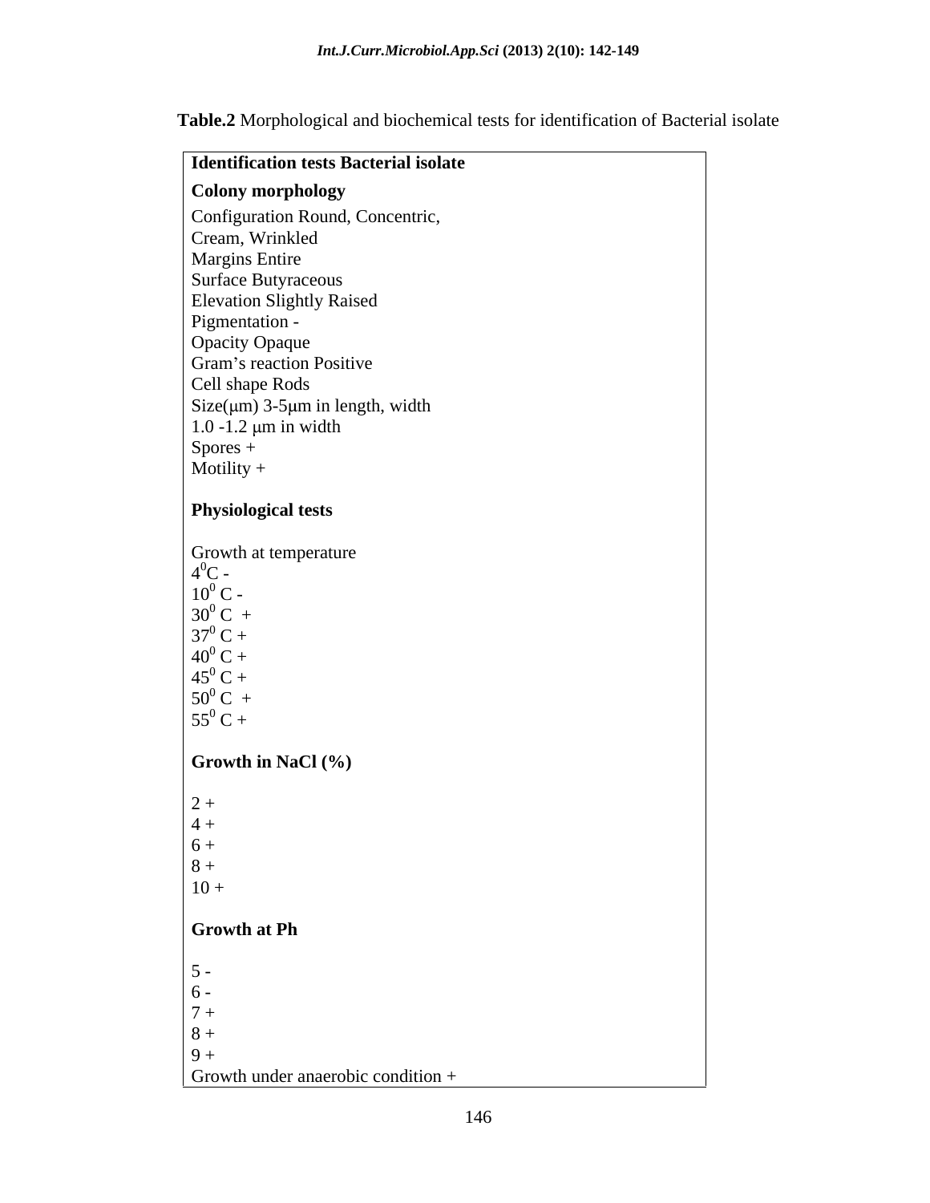**Table.2** Morphological and biochemical tests for identification of Bacterial isolate

| Identification tests | Bacterial isolate |
|---|---|
| **Colony morphology** | |
| Configuration | Round, Concentric, Cream, Wrinkled |
| Margins | Entire |
| Surface | Butyraceous |
| Elevation | Slightly Raised |
| Pigmentation | - |
| Opacity | Opaque |
| Gram's reaction | Positive |
| Cell shape | Rods |
| Size(μm) | 3-5μm in length, width 1.0 -1.2 μm in width |
| Spores | + |
| Motility | + |
| **Physiological tests** | |
| Growth at temperature | |
| $4^0$C | - |
| $10^0$ C | - |
| $30^0$ C | + |
| $37^0$ C | + |
| $40^0$ C | + |
| $45^0$ C | + |
| $50^0$ C | + |
| $55^0$ C | + |
| **Growth in NaCl (%)** | |
| 2 | + |
| 4 | + |
| 6 | + |
| 8 | + |
| 10 | + |
| **Growth at Ph** | |
| 5 | - |
| 6 | - |
| 7 | + |
| 8 | + |
| 9 | + |
| Growth under anaerobic condition | + |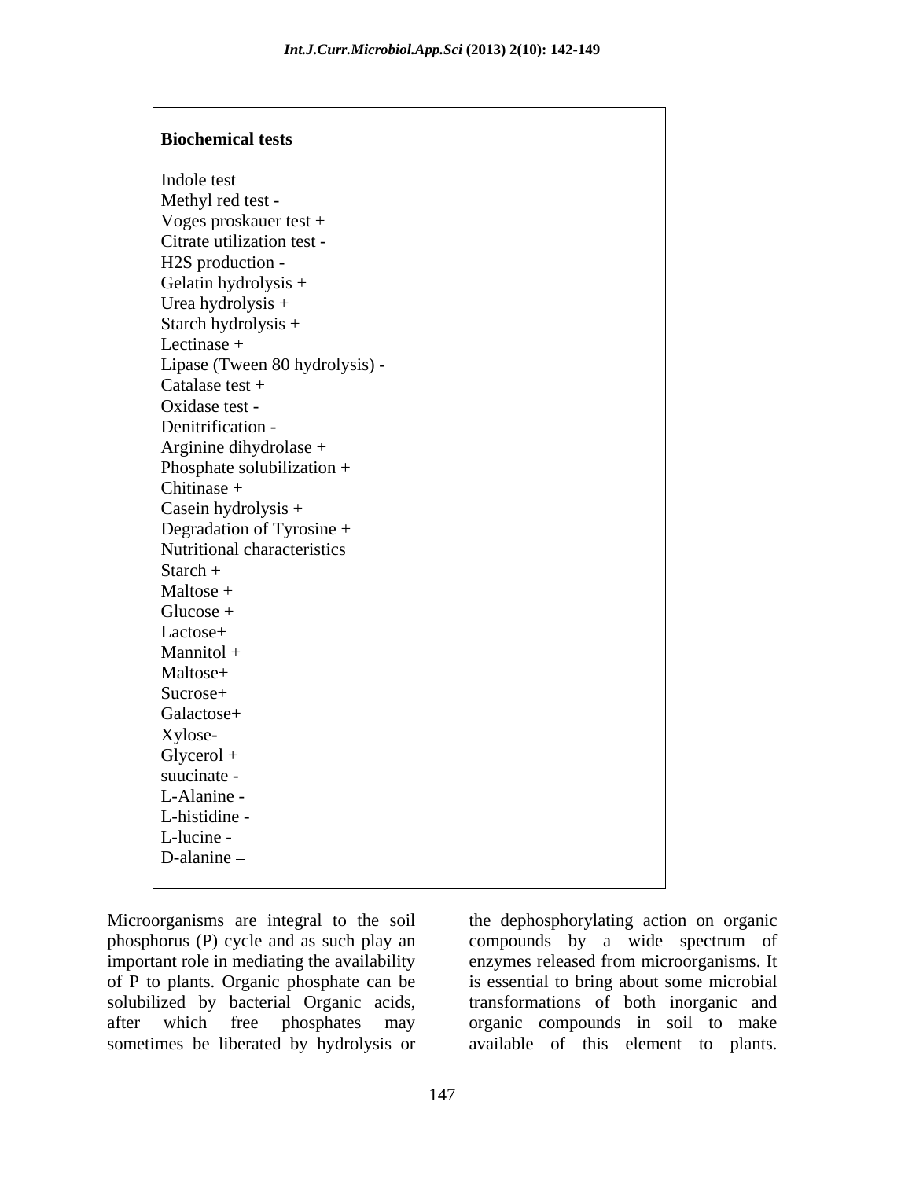**Biochemical tests**

Indole test –
Methyl red test -
Voges proskauer test +
Citrate utilization test -
H2S production -
Gelatin hydrolysis +
Urea hydrolysis +
Starch hydrolysis +
Lectinase +
Lipase (Tween 80 hydrolysis) -
Catalase test +
Oxidase test -
Denitrification -
Arginine dihydrolase +
Phosphate solubilization +
Chitinase +
Casein hydrolysis +
Degradation of Tyrosine +
Nutritional characteristics
Starch +
Maltose +
Glucose +
Lactose+
Mannitol +
Maltose+
Sucrose+
Galactose+
Xylose-
Glycerol +
suucinate -
L-Alanine -
L-histidine -
L-lucine -
D-alanine –

Microorganisms are integral to the soil phosphorus (P) cycle and as such play an important role in mediating the availability of P to plants. Organic phosphate can be solubilized by bacterial Organic acids, after which free phosphates may sometimes be liberated by hydrolysis or the dephosphorylating action on organic compounds by a wide spectrum of enzymes released from microorganisms. It is essential to bring about some microbial transformations of both inorganic and organic compounds in soil to make available of this element to plants.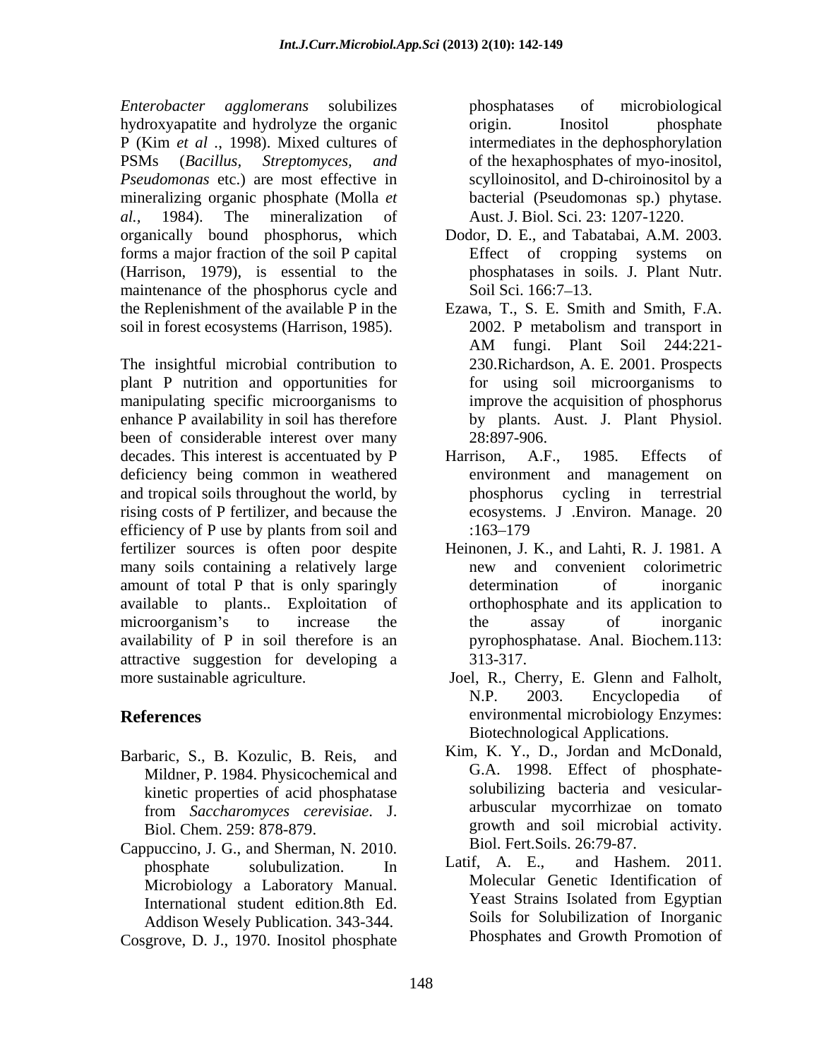*Enterobacter agglomerans* solubilizes hydroxyapatite and hydrolyze the organic P (Kim *et al* ., 1998). Mixed cultures of PSMs (*Bacillus, Streptomyces, and Pseudomonas* etc.) are most effective in mineralizing organic phosphate (Molla *et al.,* 1984). The mineralization of organically bound phosphorus, which forms a major fraction of the soil P capital (Harrison, 1979), is essential to the maintenance of the phosphorus cycle and the Replenishment of the available P in the soil in forest ecosystems (Harrison, 1985).

The insightful microbial contribution to plant P nutrition and opportunities for manipulating specific microorganisms to enhance P availability in soil has therefore been of considerable interest over many decades. This interest is accentuated by P deficiency being common in weathered and tropical soils throughout the world, by rising costs of P fertilizer, and because the efficiency of P use by plants from soil and fertilizer sources is often poor despite many soils containing a relatively large amount of total P that is only sparingly available to plants.. Exploitation of microorganism's to increase the availability of P in soil therefore is an attractive suggestion for developing a more sustainable agriculture.

## References

Barbaric, S., B. Kozulic, B. Reis, and Mildner, P. 1984. Physicochemical and kinetic properties of acid phosphatase from *Saccharomyces cerevisiae*. J. Biol. Chem. 259: 878-879.

Cappuccino, J. G., and Sherman, N. 2010. phosphate solubulization. In Microbiology a Laboratory Manual. International student edition.8th Ed. Addison Wesely Publication. 343-344.

Cosgrove, D. J., 1970. Inositol phosphate phosphatases of microbiological origin. Inositol phosphate intermediates in the dephosphorylation of the hexaphosphates of myo-inositol, scylloinositol, and D-chiroinositol by a bacterial (Pseudomonas sp.) phytase. Aust. J. Biol. Sci. 23: 1207-1220.

Dodor, D. E., and Tabatabai, A.M. 2003. Effect of cropping systems on phosphatases in soils. J. Plant Nutr. Soil Sci. 166:7–13.

Ezawa, T., S. E. Smith and Smith, F.A. 2002. P metabolism and transport in AM fungi. Plant Soil 244:221-230.Richardson, A. E. 2001. Prospects for using soil microorganisms to improve the acquisition of phosphorus by plants. Aust. J. Plant Physiol. 28:897-906.

Harrison, A.F., 1985. Effects of environment and management on phosphorus cycling in terrestrial ecosystems. J .Environ. Manage. 20 :163–179

Heinonen, J. K., and Lahti, R. J. 1981. A new and convenient colorimetric determination of inorganic orthophosphate and its application to the assay of inorganic pyrophosphatase. Anal. Biochem.113: 313-317.

Joel, R., Cherry, E. Glenn and Falholt, N.P. 2003. Encyclopedia of environmental microbiology Enzymes: Biotechnological Applications.

Kim, K. Y., D., Jordan and McDonald, G.A. 1998. Effect of phosphate-solubilizing bacteria and vesicular-arbuscular mycorrhizae on tomato growth and soil microbial activity. Biol. Fert.Soils. 26:79-87.

Latif, A. E., and Hashem. 2011. Molecular Genetic Identification of Yeast Strains Isolated from Egyptian Soils for Solubilization of Inorganic Phosphates and Growth Promotion of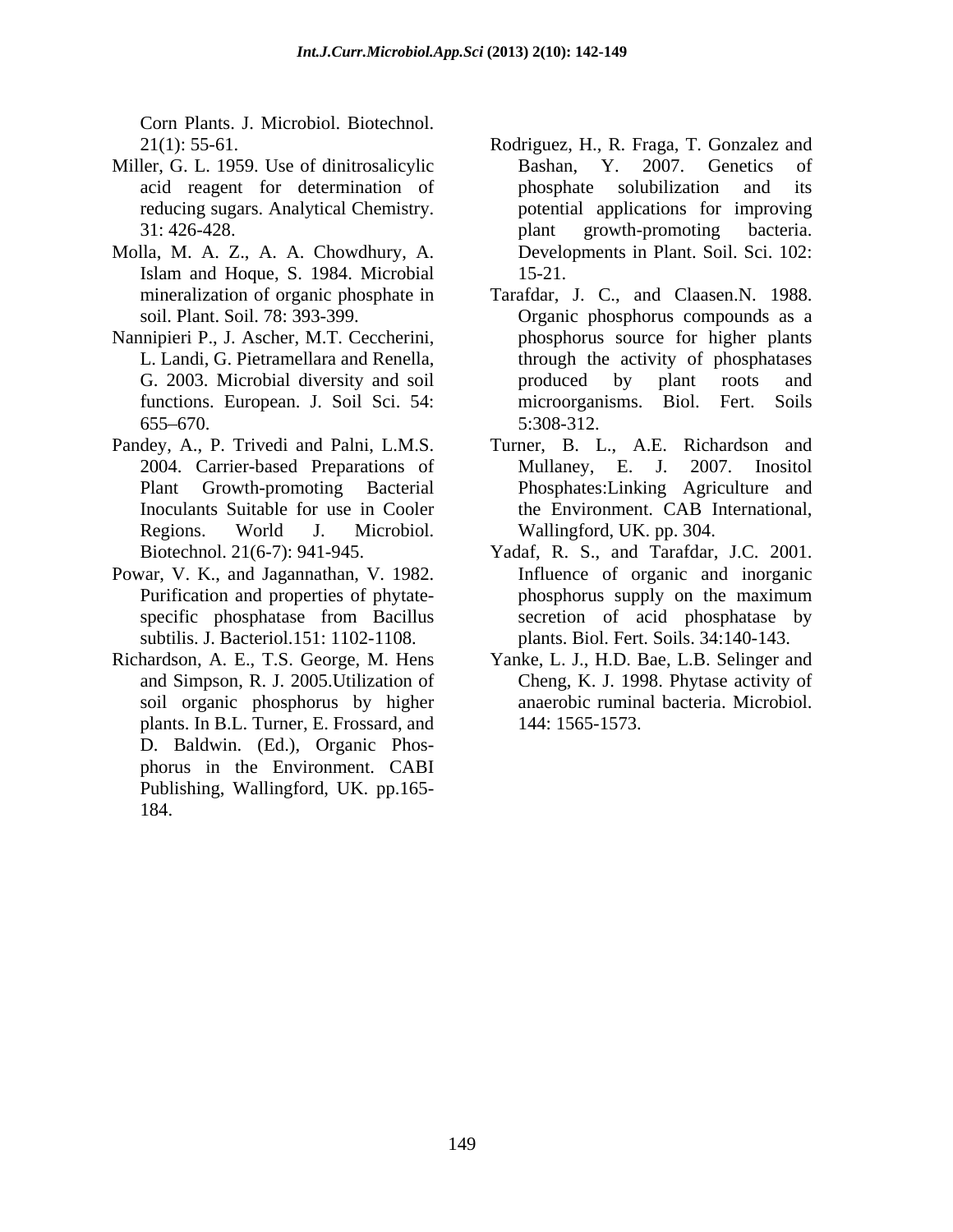Corn Plants. J. Microbiol. Biotechnol. 21(1): 55-61.

Miller, G. L. 1959. Use of dinitrosalicylic acid reagent for determination of reducing sugars. Analytical Chemistry. 31: 426-428.

Molla, M. A. Z., A. A. Chowdhury, A. Islam and Hoque, S. 1984. Microbial mineralization of organic phosphate in soil. Plant. Soil. 78: 393-399.

Nannipieri P., J. Ascher, M.T. Ceccherini, L. Landi, G. Pietramellara and Renella, G. 2003. Microbial diversity and soil functions. European. J. Soil Sci. 54: 655–670.

Pandey, A., P. Trivedi and Palni, L.M.S. 2004. Carrier-based Preparations of Plant Growth-promoting Bacterial Inoculants Suitable for use in Cooler Regions. World J. Microbiol. Biotechnol. 21(6-7): 941-945.

Powar, V. K., and Jagannathan, V. 1982. Purification and properties of phytate-specific phosphatase from Bacillus subtilis. J. Bacteriol.151: 1102-1108.

Richardson, A. E., T.S. George, M. Hens and Simpson, R. J. 2005.Utilization of soil organic phosphorus by higher plants. In B.L. Turner, E. Frossard, and D. Baldwin. (Ed.), Organic Phosphorus in the Environment. CABI Publishing, Wallingford, UK. pp.165-184.

Rodriguez, H., R. Fraga, T. Gonzalez and Bashan, Y. 2007. Genetics of phosphate solubilization and its potential applications for improving plant growth-promoting bacteria. Developments in Plant. Soil. Sci. 102: 15-21.

Tarafdar, J. C., and Claasen.N. 1988. Organic phosphorus compounds as a phosphorus source for higher plants through the activity of phosphatases produced by plant roots and microorganisms. Biol. Fert. Soils 5:308-312.

Turner, B. L., A.E. Richardson and Mullaney, E. J. 2007. Inositol Phosphates:Linking Agriculture and the Environment. CAB International, Wallingford, UK. pp. 304.

Yadaf, R. S., and Tarafdar, J.C. 2001. Influence of organic and inorganic phosphorus supply on the maximum secretion of acid phosphatase by plants. Biol. Fert. Soils. 34:140-143.

Yanke, L. J., H.D. Bae, L.B. Selinger and Cheng, K. J. 1998. Phytase activity of anaerobic ruminal bacteria. Microbiol. 144: 1565-1573.